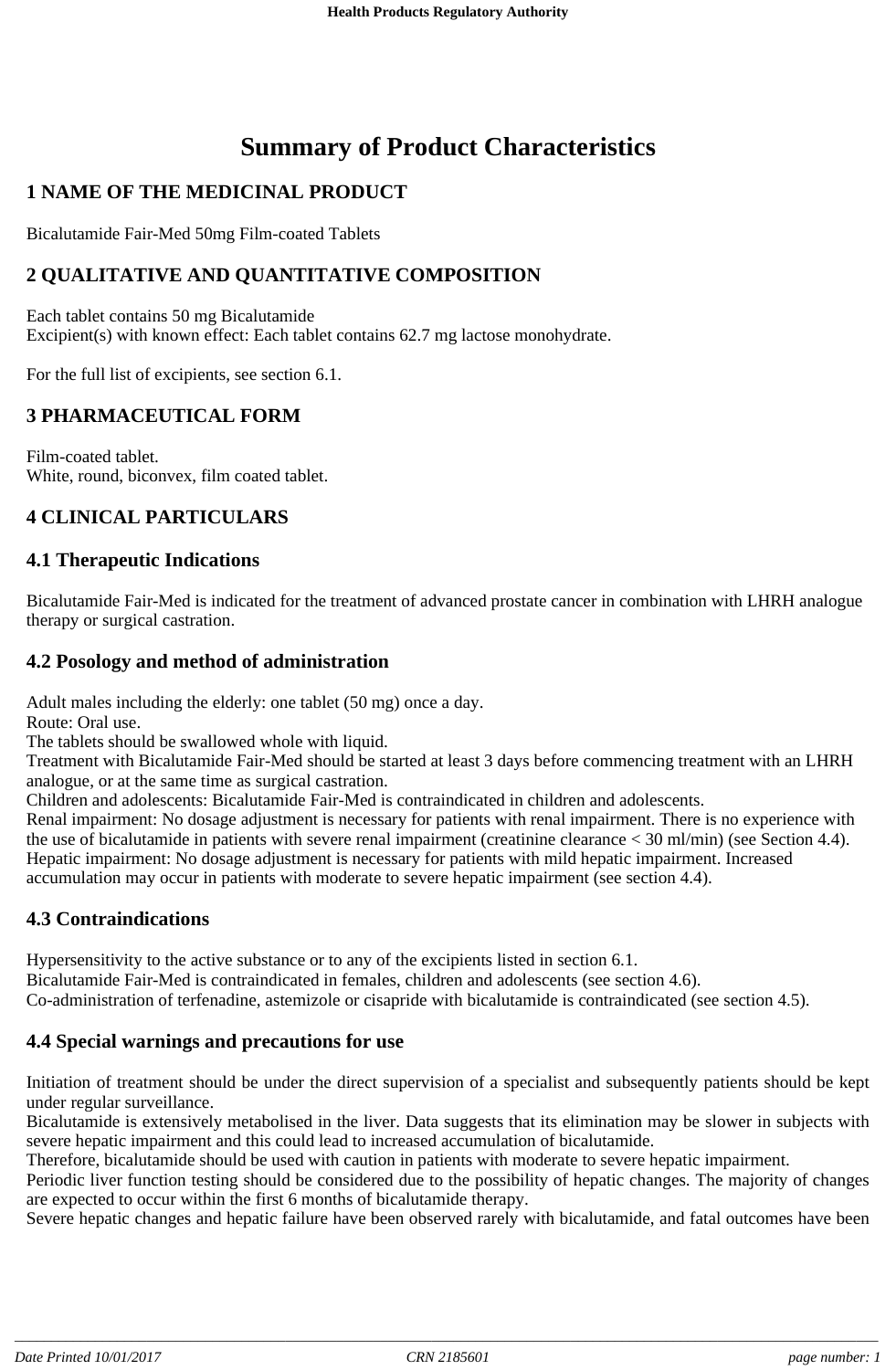# Summary of Product Characteristics

## 1 NAME OF THE MEDICINAL PRODUCT

Bicalutamide Fair-Med 50mg Film-coated Tablets

## 2 QUALITATIVE AND QUANTITATIVE COMPOSITION

Each tablet contains 50 mg Bicalutamide
Excipient(s) with known effect: Each tablet contains 62.7 mg lactose monohydrate.

For the full list of excipients, see section 6.1.

## 3 PHARMACEUTICAL FORM

Film-coated tablet.
White, round, biconvex, film coated tablet.

## 4 CLINICAL PARTICULARS

### 4.1 Therapeutic Indications

Bicalutamide Fair-Med is indicated for the treatment of advanced prostate cancer in combination with LHRH analogue therapy or surgical castration.

### 4.2 Posology and method of administration

Adult males including the elderly: one tablet (50 mg) once a day.
Route: Oral use.
The tablets should be swallowed whole with liquid.
Treatment with Bicalutamide Fair-Med should be started at least 3 days before commencing treatment with an LHRH analogue, or at the same time as surgical castration.
Children and adolescents: Bicalutamide Fair-Med is contraindicated in children and adolescents.
Renal impairment: No dosage adjustment is necessary for patients with renal impairment. There is no experience with the use of bicalutamide in patients with severe renal impairment (creatinine clearance < 30 ml/min) (see Section 4.4).
Hepatic impairment: No dosage adjustment is necessary for patients with mild hepatic impairment. Increased accumulation may occur in patients with moderate to severe hepatic impairment (see section 4.4).

### 4.3 Contraindications

Hypersensitivity to the active substance or to any of the excipients listed in section 6.1.
Bicalutamide Fair-Med is contraindicated in females, children and adolescents (see section 4.6).
Co-administration of terfenadine, astemizole or cisapride with bicalutamide is contraindicated (see section 4.5).

### 4.4 Special warnings and precautions for use

Initiation of treatment should be under the direct supervision of a specialist and subsequently patients should be kept under regular surveillance.
Bicalutamide is extensively metabolised in the liver. Data suggests that its elimination may be slower in subjects with severe hepatic impairment and this could lead to increased accumulation of bicalutamide.
Therefore, bicalutamide should be used with caution in patients with moderate to severe hepatic impairment.
Periodic liver function testing should be considered due to the possibility of hepatic changes. The majority of changes are expected to occur within the first 6 months of bicalutamide therapy.
Severe hepatic changes and hepatic failure have been observed rarely with bicalutamide, and fatal outcomes have been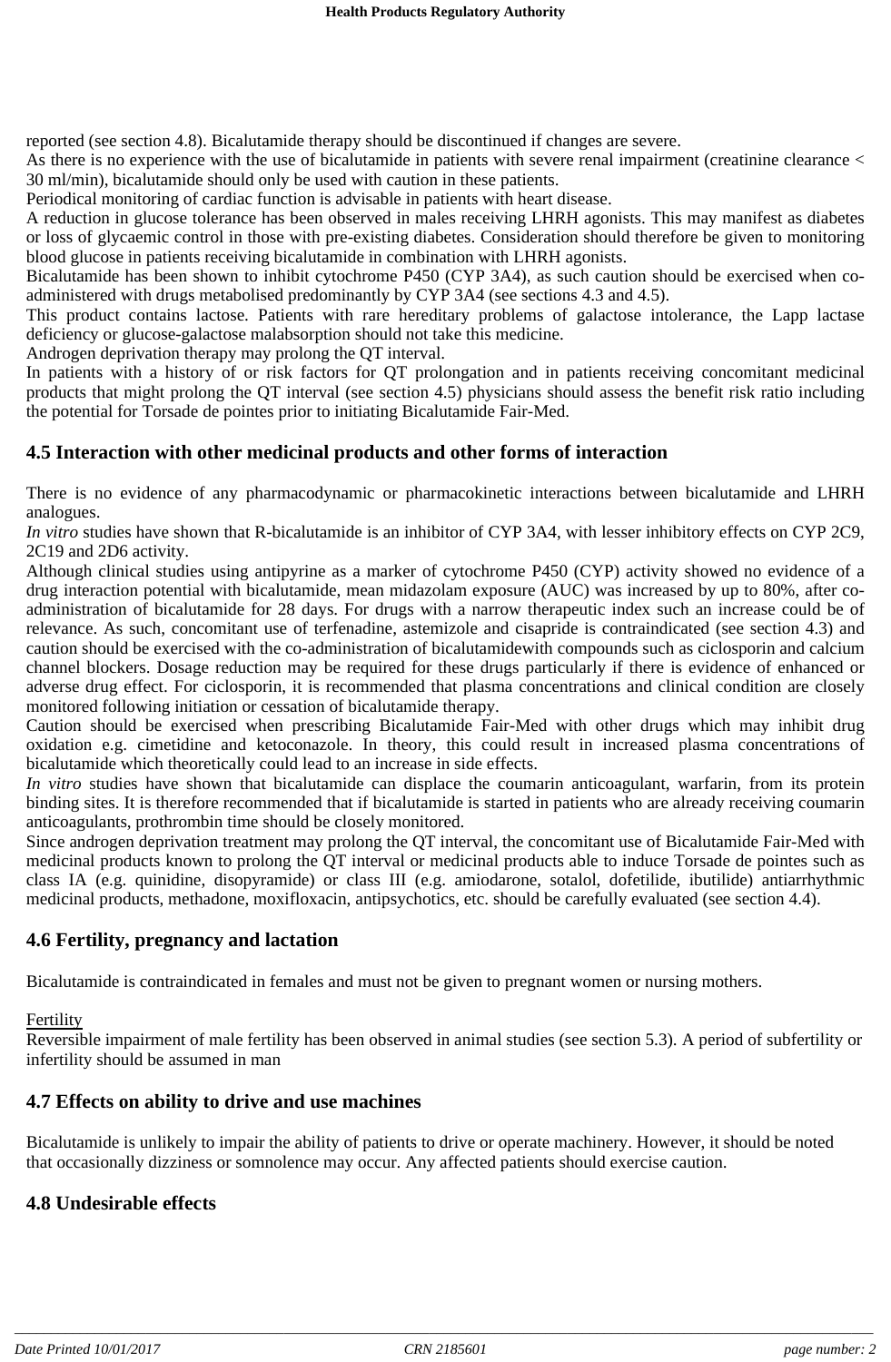reported (see section 4.8). Bicalutamide therapy should be discontinued if changes are severe.

As there is no experience with the use of bicalutamide in patients with severe renal impairment (creatinine clearance < 30 ml/min), bicalutamide should only be used with caution in these patients.

Periodical monitoring of cardiac function is advisable in patients with heart disease.

A reduction in glucose tolerance has been observed in males receiving LHRH agonists. This may manifest as diabetes or loss of glycaemic control in those with pre-existing diabetes. Consideration should therefore be given to monitoring blood glucose in patients receiving bicalutamide in combination with LHRH agonists.

Bicalutamide has been shown to inhibit cytochrome P450 (CYP 3A4), as such caution should be exercised when co-administered with drugs metabolised predominantly by CYP 3A4 (see sections 4.3 and 4.5).

This product contains lactose. Patients with rare hereditary problems of galactose intolerance, the Lapp lactase deficiency or glucose-galactose malabsorption should not take this medicine.

Androgen deprivation therapy may prolong the QT interval.

In patients with a history of or risk factors for QT prolongation and in patients receiving concomitant medicinal products that might prolong the QT interval (see section 4.5) physicians should assess the benefit risk ratio including the potential for Torsade de pointes prior to initiating Bicalutamide Fair-Med.

## 4.5 Interaction with other medicinal products and other forms of interaction

There is no evidence of any pharmacodynamic or pharmacokinetic interactions between bicalutamide and LHRH analogues.

*In vitro* studies have shown that R-bicalutamide is an inhibitor of CYP 3A4, with lesser inhibitory effects on CYP 2C9, 2C19 and 2D6 activity.

Although clinical studies using antipyrine as a marker of cytochrome P450 (CYP) activity showed no evidence of a drug interaction potential with bicalutamide, mean midazolam exposure (AUC) was increased by up to 80%, after co-administration of bicalutamide for 28 days. For drugs with a narrow therapeutic index such an increase could be of relevance. As such, concomitant use of terfenadine, astemizole and cisapride is contraindicated (see section 4.3) and caution should be exercised with the co-administration of bicalutamidewith compounds such as ciclosporin and calcium channel blockers. Dosage reduction may be required for these drugs particularly if there is evidence of enhanced or adverse drug effect. For ciclosporin, it is recommended that plasma concentrations and clinical condition are closely monitored following initiation or cessation of bicalutamide therapy.

Caution should be exercised when prescribing Bicalutamide Fair-Med with other drugs which may inhibit drug oxidation e.g. cimetidine and ketoconazole. In theory, this could result in increased plasma concentrations of bicalutamide which theoretically could lead to an increase in side effects.

*In vitro* studies have shown that bicalutamide can displace the coumarin anticoagulant, warfarin, from its protein binding sites. It is therefore recommended that if bicalutamide is started in patients who are already receiving coumarin anticoagulants, prothrombin time should be closely monitored.

Since androgen deprivation treatment may prolong the QT interval, the concomitant use of Bicalutamide Fair-Med with medicinal products known to prolong the QT interval or medicinal products able to induce Torsade de pointes such as class IA (e.g. quinidine, disopyramide) or class III (e.g. amiodarone, sotalol, dofetilide, ibutilide) antiarrhythmic medicinal products, methadone, moxifloxacin, antipsychotics, etc. should be carefully evaluated (see section 4.4).

## 4.6 Fertility, pregnancy and lactation

Bicalutamide is contraindicated in females and must not be given to pregnant women or nursing mothers.

Fertility

Reversible impairment of male fertility has been observed in animal studies (see section 5.3). A period of subfertility or infertility should be assumed in man

## 4.7 Effects on ability to drive and use machines

Bicalutamide is unlikely to impair the ability of patients to drive or operate machinery. However, it should be noted that occasionally dizziness or somnolence may occur. Any affected patients should exercise caution.

## 4.8 Undesirable effects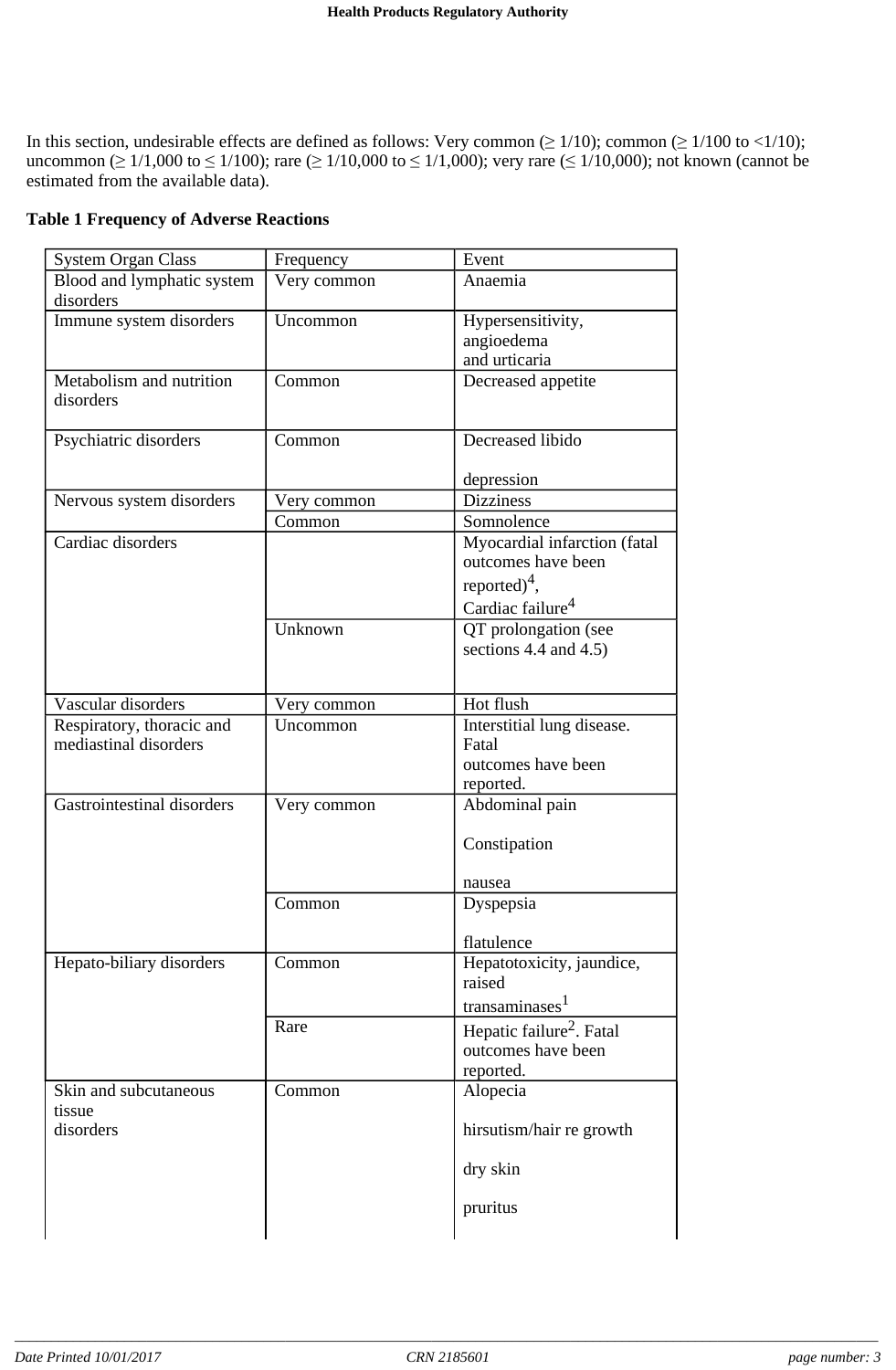In this section, undesirable effects are defined as follows: Very common (≥ 1/10); common (≥ 1/100 to <1/10); uncommon (≥ 1/1,000 to ≤ 1/100); rare (≥ 1/10,000 to ≤ 1/1,000); very rare (≤ 1/10,000); not known (cannot be estimated from the available data).

**Table 1 Frequency of Adverse Reactions**

| System Organ Class | Frequency | Event |
|---|---|---|
| Blood and lymphatic system disorders | Very common | Anaemia |
| Immune system disorders | Uncommon | Hypersensitivity, angioedema and urticaria |
| Metabolism and nutrition disorders | Common | Decreased appetite |
| Psychiatric disorders | Common | Decreased libido<br><br>depression |
| Nervous system disorders | Very common | Dizziness |
| | Common | Somnolence |
| Cardiac disorders | | Myocardial infarction (fatal outcomes have been reported)[4],<br>Cardiac failure[4] |
| | Unknown | QT prolongation (see sections 4.4 and 4.5) |
| Vascular disorders | Very common | Hot flush |
| Respiratory, thoracic and mediastinal disorders | Uncommon | Interstitial lung disease. Fatal outcomes have been reported. |
| Gastrointestinal disorders | Very common | Abdominal pain<br><br>Constipation<br><br>nausea |
| | Common | Dyspepsia<br><br>flatulence |
| Hepato-biliary disorders | Common | Hepatotoxicity, jaundice, raised transaminases[1] |
| | Rare | Hepatic failure[2]. Fatal outcomes have been reported. |
| Skin and subcutaneous tissue disorders | Common | Alopecia<br><br>hirsutism/hair re growth<br><br>dry skin<br><br>pruritus |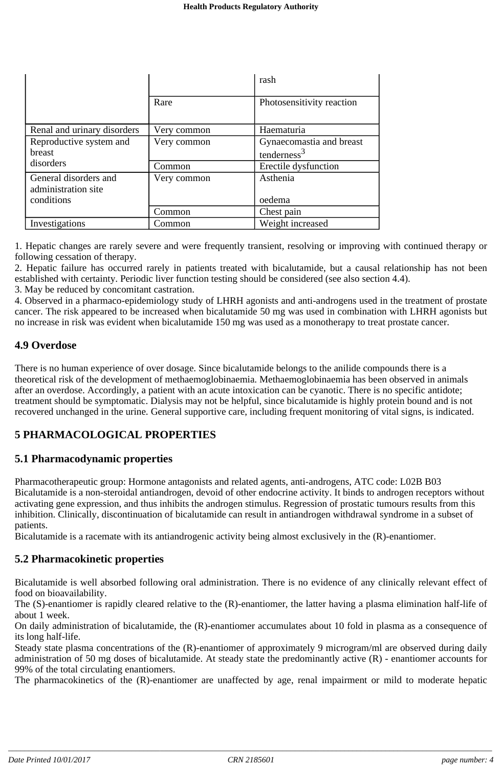| | | |
|---|---|---|
| | | rash |
| | Rare | Photosensitivity reaction |
| Renal and urinary disorders | Very common | Haematuria |
| Reproductive system and breast disorders | Very common | Gynaecomastia and breast tenderness[3] |
| | Common | Erectile dysfunction |
| General disorders and administration site conditions | Very common | Asthenia<br><br>oedema |
| | Common | Chest pain |
| Investigations | Common | Weight increased |

1. Hepatic changes are rarely severe and were frequently transient, resolving or improving with continued therapy or following cessation of therapy.
2. Hepatic failure has occurred rarely in patients treated with bicalutamide, but a causal relationship has not been established with certainty. Periodic liver function testing should be considered (see also section 4.4).
3. May be reduced by concomitant castration.
4. Observed in a pharmaco-epidemiology study of LHRH agonists and anti-androgens used in the treatment of prostate cancer. The risk appeared to be increased when bicalutamide 50 mg was used in combination with LHRH agonists but no increase in risk was evident when bicalutamide 150 mg was used as a monotherapy to treat prostate cancer.

## 4.9 Overdose

There is no human experience of over dosage. Since bicalutamide belongs to the anilide compounds there is a theoretical risk of the development of methaemoglobinaemia. Methaemoglobinaemia has been observed in animals after an overdose. Accordingly, a patient with an acute intoxication can be cyanotic. There is no specific antidote; treatment should be symptomatic. Dialysis may not be helpful, since bicalutamide is highly protein bound and is not recovered unchanged in the urine. General supportive care, including frequent monitoring of vital signs, is indicated.

# 5 PHARMACOLOGICAL PROPERTIES

## 5.1 Pharmacodynamic properties

Pharmacotherapeutic group: Hormone antagonists and related agents, anti-androgens, ATC code: L02B B03
Bicalutamide is a non-steroidal antiandrogen, devoid of other endocrine activity. It binds to androgen receptors without activating gene expression, and thus inhibits the androgen stimulus. Regression of prostatic tumours results from this inhibition. Clinically, discontinuation of bicalutamide can result in antiandrogen withdrawal syndrome in a subset of patients.
Bicalutamide is a racemate with its antiandrogenic activity being almost exclusively in the (R)-enantiomer.

## 5.2 Pharmacokinetic properties

Bicalutamide is well absorbed following oral administration. There is no evidence of any clinically relevant effect of food on bioavailability.
The (S)-enantiomer is rapidly cleared relative to the (R)-enantiomer, the latter having a plasma elimination half-life of about 1 week.
On daily administration of bicalutamide, the (R)-enantiomer accumulates about 10 fold in plasma as a consequence of its long half-life.
Steady state plasma concentrations of the (R)-enantiomer of approximately 9 microgram/ml are observed during daily administration of 50 mg doses of bicalutamide. At steady state the predominantly active (R) - enantiomer accounts for 99% of the total circulating enantiomers.
The pharmacokinetics of the (R)-enantiomer are unaffected by age, renal impairment or mild to moderate hepatic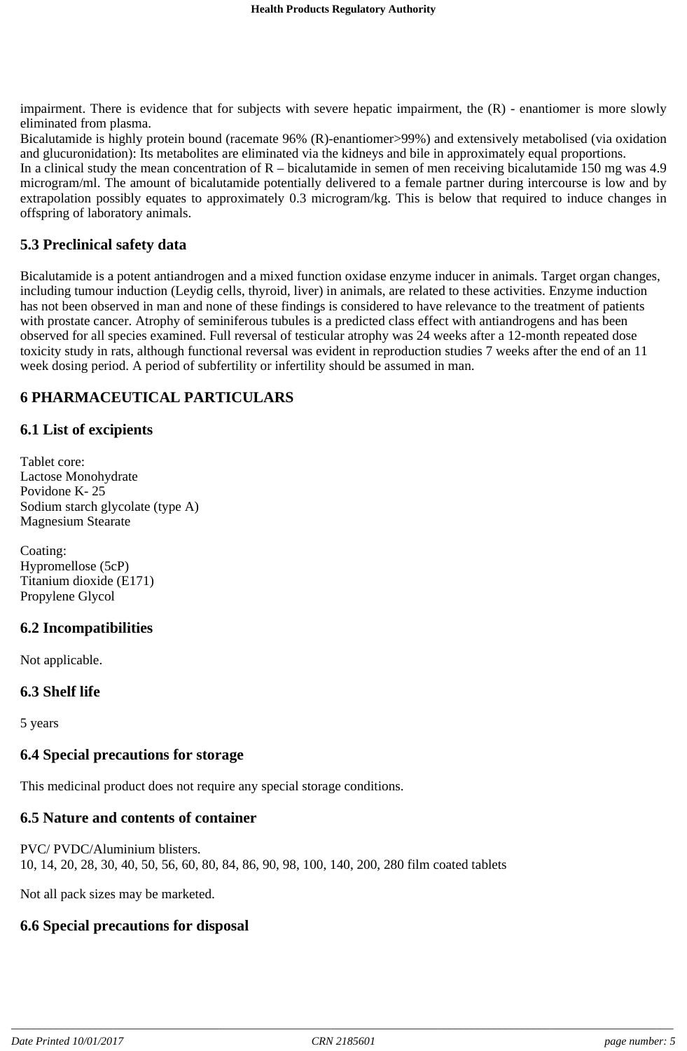impairment. There is evidence that for subjects with severe hepatic impairment, the (R) - enantiomer is more slowly eliminated from plasma.
Bicalutamide is highly protein bound (racemate 96% (R)-enantiomer>99%) and extensively metabolised (via oxidation and glucuronidation): Its metabolites are eliminated via the kidneys and bile in approximately equal proportions.
In a clinical study the mean concentration of R – bicalutamide in semen of men receiving bicalutamide 150 mg was 4.9 microgram/ml. The amount of bicalutamide potentially delivered to a female partner during intercourse is low and by extrapolation possibly equates to approximately 0.3 microgram/kg. This is below that required to induce changes in offspring of laboratory animals.

## 5.3 Preclinical safety data

Bicalutamide is a potent antiandrogen and a mixed function oxidase enzyme inducer in animals. Target organ changes, including tumour induction (Leydig cells, thyroid, liver) in animals, are related to these activities. Enzyme induction has not been observed in man and none of these findings is considered to have relevance to the treatment of patients with prostate cancer. Atrophy of seminiferous tubules is a predicted class effect with antiandrogens and has been observed for all species examined. Full reversal of testicular atrophy was 24 weeks after a 12-month repeated dose toxicity study in rats, although functional reversal was evident in reproduction studies 7 weeks after the end of an 11 week dosing period. A period of subfertility or infertility should be assumed in man.

# 6 PHARMACEUTICAL PARTICULARS

## 6.1 List of excipients

Tablet core:
Lactose Monohydrate
Povidone K- 25
Sodium starch glycolate (type A)
Magnesium Stearate

Coating:
Hypromellose (5cP)
Titanium dioxide (E171)
Propylene Glycol

## 6.2 Incompatibilities

Not applicable.

## 6.3 Shelf life

5 years

## 6.4 Special precautions for storage

This medicinal product does not require any special storage conditions.

## 6.5 Nature and contents of container

PVC/ PVDC/Aluminium blisters.
10, 14, 20, 28, 30, 40, 50, 56, 60, 80, 84, 86, 90, 98, 100, 140, 200, 280 film coated tablets

Not all pack sizes may be marketed.

## 6.6 Special precautions for disposal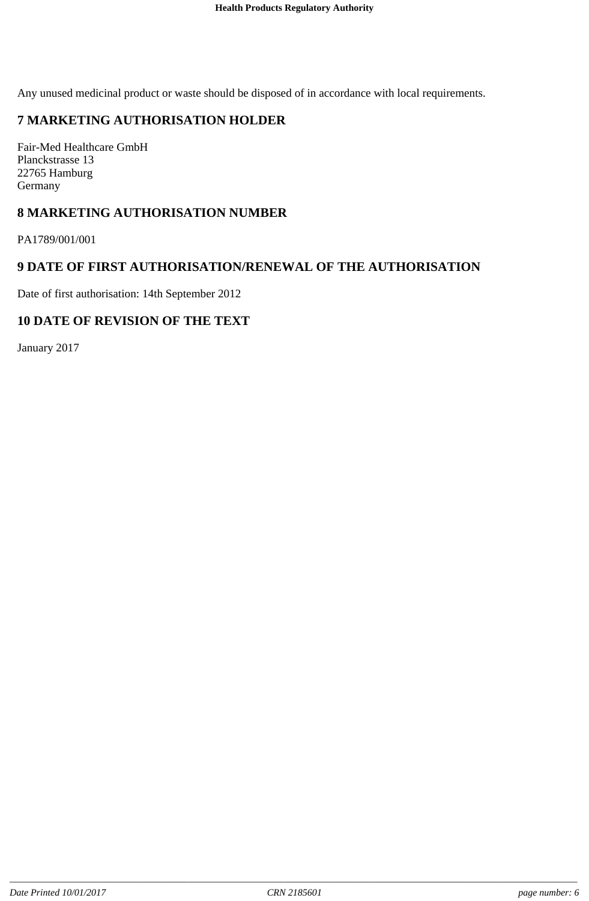Any unused medicinal product or waste should be disposed of in accordance with local requirements.

## 7 MARKETING AUTHORISATION HOLDER

Fair-Med Healthcare GmbH
Planckstrasse 13
22765 Hamburg
Germany

## 8 MARKETING AUTHORISATION NUMBER

PA1789/001/001

## 9 DATE OF FIRST AUTHORISATION/RENEWAL OF THE AUTHORISATION

Date of first authorisation: 14th September 2012

## 10 DATE OF REVISION OF THE TEXT

January 2017